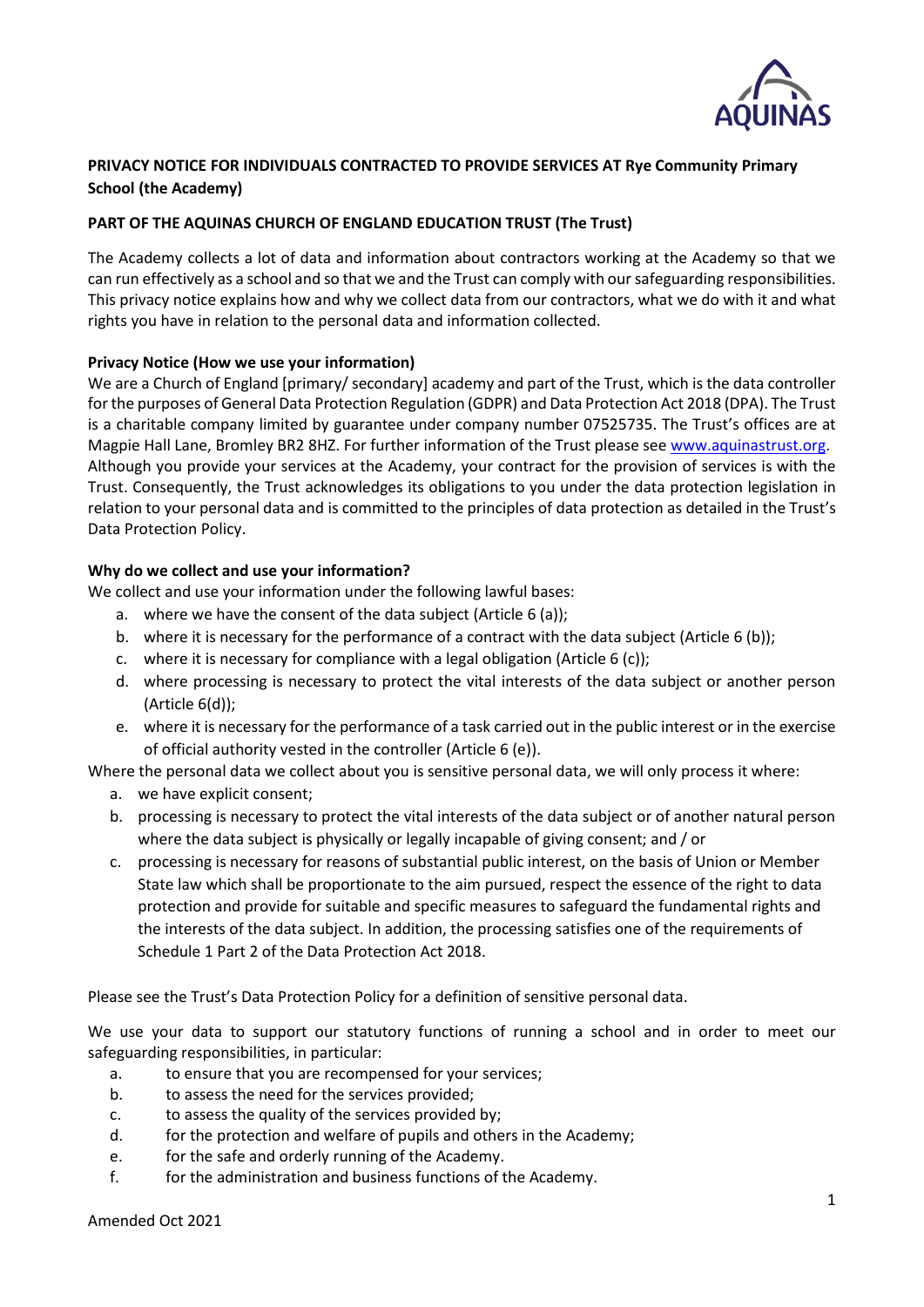**PRIVACY NOTICE FOR INDIVIDUALS CONTRACTED TO PROVIDE SERVICES AT Rye Community Primary School (the Academy)**

**PART OF THE AQUINAS CHURCH OF ENGLAND EDUCATION TRUST (The Trust)**

The Academy collects a lot of data and information about contractors working at the Academy so that we can run effectively as a school and so that we and the Trust can comply with our safeguarding responsibilities. This privacy notice explains how and why we collect data from our contractors, what we do with it and what rights you have in relation to the personal data and information collected.

**Privacy Notice (How we use your information)**

We are a Church of England [primary/ secondary] academy and part of the Trust, which is the data controller for the purposes of General Data Protection Regulation (GDPR) and Data Protection Act 2018 (DPA). The Trust is a charitable company limited by guarantee under company number 07525735. The Trust's offices are at Magpie Hall Lane, Bromley BR2 8HZ. For further information of the Trust please see www.aquinastrust.org. Although you provide your services at the Academy, your contract for the provision of services is with the Trust. Consequently, the Trust acknowledges its obligations to you under the data protection legislation in relation to your personal data and is committed to the principles of data protection as detailed in the Trust's Data Protection Policy.

**Why do we collect and use your information?**

We collect and use your information under the following lawful bases:

a. where we have the consent of the data subject (Article 6 (a));
b. where it is necessary for the performance of a contract with the data subject (Article 6 (b));
c. where it is necessary for compliance with a legal obligation (Article 6 (c));
d. where processing is necessary to protect the vital interests of the data subject or another person (Article 6(d));
e. where it is necessary for the performance of a task carried out in the public interest or in the exercise of official authority vested in the controller (Article 6 (e)).

Where the personal data we collect about you is sensitive personal data, we will only process it where:

a. we have explicit consent;
b. processing is necessary to protect the vital interests of the data subject or of another natural person where the data subject is physically or legally incapable of giving consent; and / or
c. processing is necessary for reasons of substantial public interest, on the basis of Union or Member State law which shall be proportionate to the aim pursued, respect the essence of the right to data protection and provide for suitable and specific measures to safeguard the fundamental rights and the interests of the data subject. In addition, the processing satisfies one of the requirements of Schedule 1 Part 2 of the Data Protection Act 2018.

Please see the Trust's Data Protection Policy for a definition of sensitive personal data.

We use your data to support our statutory functions of running a school and in order to meet our safeguarding responsibilities, in particular:

a. to ensure that you are recompensed for your services;
b. to assess the need for the services provided;
c. to assess the quality of the services provided by;
d. for the protection and welfare of pupils and others in the Academy;
e. for the safe and orderly running of the Academy.
f. for the administration and business functions of the Academy.

Amended Oct 2021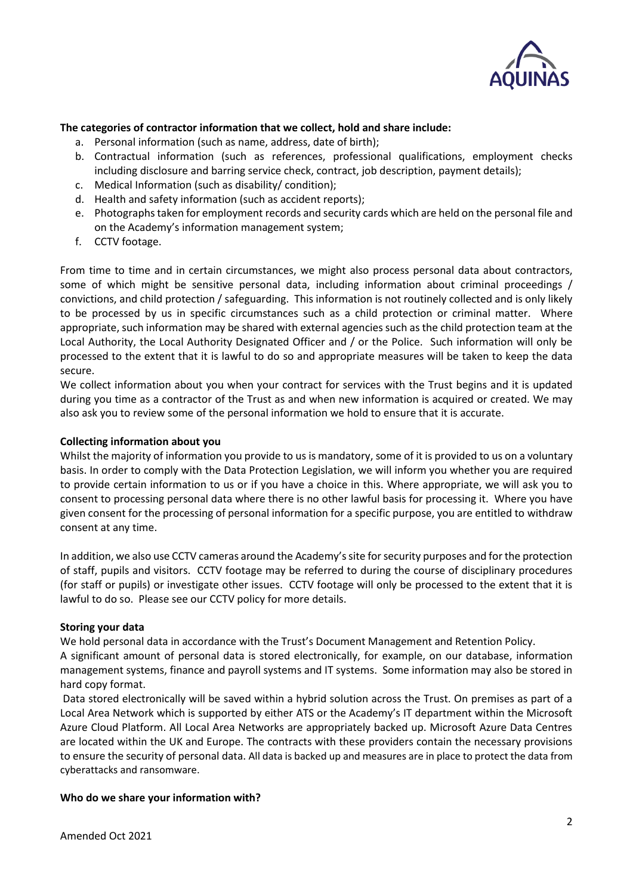**The categories of contractor information that we collect, hold and share include:**

a. Personal information (such as name, address, date of birth);
b. Contractual information (such as references, professional qualifications, employment checks including disclosure and barring service check, contract, job description, payment details);
c. Medical Information (such as disability/ condition);
d. Health and safety information (such as accident reports);
e. Photographs taken for employment records and security cards which are held on the personal file and on the Academy's information management system;
f. CCTV footage.

From time to time and in certain circumstances, we might also process personal data about contractors, some of which might be sensitive personal data, including information about criminal proceedings / convictions, and child protection / safeguarding. This information is not routinely collected and is only likely to be processed by us in specific circumstances such as a child protection or criminal matter. Where appropriate, such information may be shared with external agencies such as the child protection team at the Local Authority, the Local Authority Designated Officer and / or the Police. Such information will only be processed to the extent that it is lawful to do so and appropriate measures will be taken to keep the data secure.
We collect information about you when your contract for services with the Trust begins and it is updated during you time as a contractor of the Trust as and when new information is acquired or created. We may also ask you to review some of the personal information we hold to ensure that it is accurate.

**Collecting information about you**

Whilst the majority of information you provide to us is mandatory, some of it is provided to us on a voluntary basis. In order to comply with the Data Protection Legislation, we will inform you whether you are required to provide certain information to us or if you have a choice in this. Where appropriate, we will ask you to consent to processing personal data where there is no other lawful basis for processing it. Where you have given consent for the processing of personal information for a specific purpose, you are entitled to withdraw consent at any time.

In addition, we also use CCTV cameras around the Academy's site for security purposes and for the protection of staff, pupils and visitors. CCTV footage may be referred to during the course of disciplinary procedures (for staff or pupils) or investigate other issues. CCTV footage will only be processed to the extent that it is lawful to do so. Please see our CCTV policy for more details.

**Storing your data**

We hold personal data in accordance with the Trust's Document Management and Retention Policy.
A significant amount of personal data is stored electronically, for example, on our database, information management systems, finance and payroll systems and IT systems. Some information may also be stored in hard copy format.
Data stored electronically will be saved within a hybrid solution across the Trust. On premises as part of a Local Area Network which is supported by either ATS or the Academy's IT department within the Microsoft Azure Cloud Platform. All Local Area Networks are appropriately backed up. Microsoft Azure Data Centres are located within the UK and Europe. The contracts with these providers contain the necessary provisions to ensure the security of personal data. All data is backed up and measures are in place to protect the data from cyberattacks and ransomware.

**Who do we share your information with?**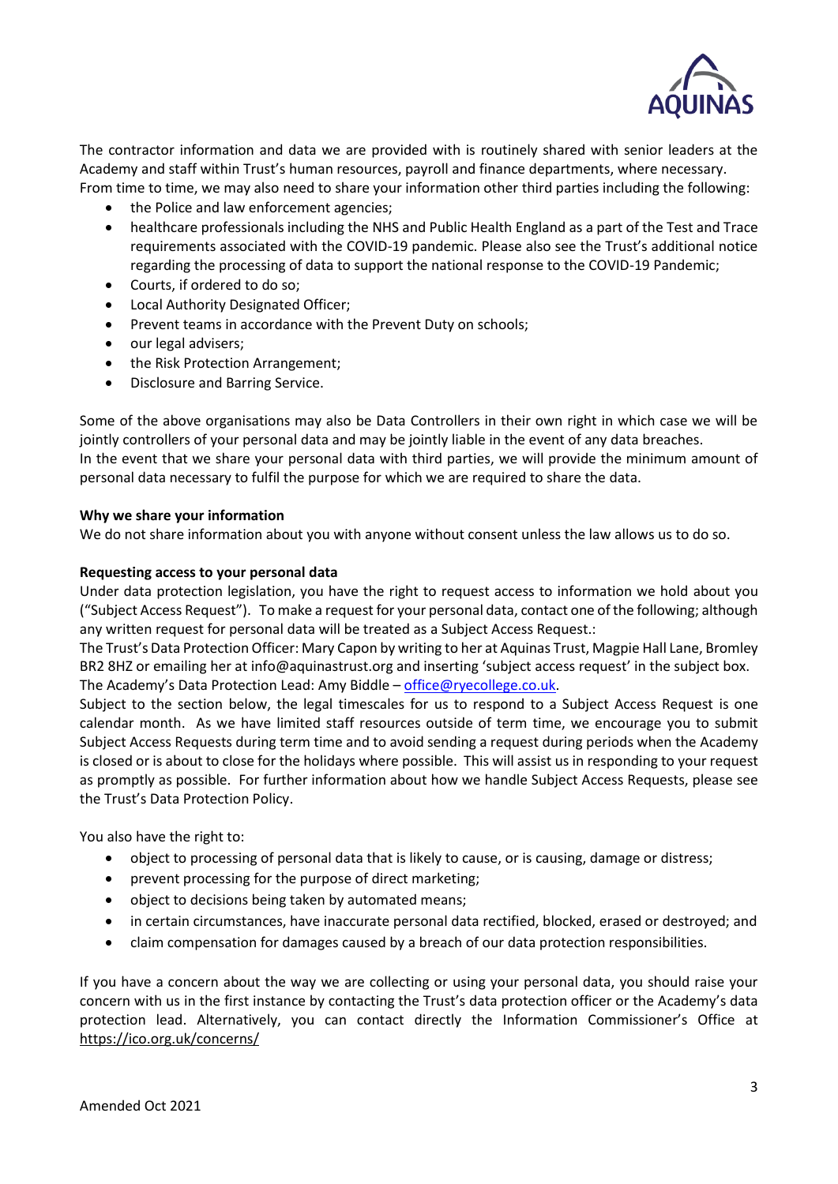The contractor information and data we are provided with is routinely shared with senior leaders at the Academy and staff within Trust's human resources, payroll and finance departments, where necessary.
From time to time, we may also need to share your information other third parties including the following:

- the Police and law enforcement agencies;
- healthcare professionals including the NHS and Public Health England as a part of the Test and Trace requirements associated with the COVID-19 pandemic. Please also see the Trust's additional notice regarding the processing of data to support the national response to the COVID-19 Pandemic;
- Courts, if ordered to do so;
- Local Authority Designated Officer;
- Prevent teams in accordance with the Prevent Duty on schools;
- our legal advisers;
- the Risk Protection Arrangement;
- Disclosure and Barring Service.

Some of the above organisations may also be Data Controllers in their own right in which case we will be jointly controllers of your personal data and may be jointly liable in the event of any data breaches.
In the event that we share your personal data with third parties, we will provide the minimum amount of personal data necessary to fulfil the purpose for which we are required to share the data.

**Why we share your information**

We do not share information about you with anyone without consent unless the law allows us to do so.

**Requesting access to your personal data**

Under data protection legislation, you have the right to request access to information we hold about you ("Subject Access Request"). To make a request for your personal data, contact one of the following; although any written request for personal data will be treated as a Subject Access Request.:
The Trust's Data Protection Officer: Mary Capon by writing to her at Aquinas Trust, Magpie Hall Lane, Bromley BR2 8HZ or emailing her at info@aquinastrust.org and inserting 'subject access request' in the subject box.
The Academy's Data Protection Lead: Amy Biddle – office@ryecollege.co.uk.
Subject to the section below, the legal timescales for us to respond to a Subject Access Request is one calendar month. As we have limited staff resources outside of term time, we encourage you to submit Subject Access Requests during term time and to avoid sending a request during periods when the Academy is closed or is about to close for the holidays where possible. This will assist us in responding to your request as promptly as possible. For further information about how we handle Subject Access Requests, please see the Trust's Data Protection Policy.

You also have the right to:

- object to processing of personal data that is likely to cause, or is causing, damage or distress;
- prevent processing for the purpose of direct marketing;
- object to decisions being taken by automated means;
- in certain circumstances, have inaccurate personal data rectified, blocked, erased or destroyed; and
- claim compensation for damages caused by a breach of our data protection responsibilities.

If you have a concern about the way we are collecting or using your personal data, you should raise your concern with us in the first instance by contacting the Trust's data protection officer or the Academy's data protection lead. Alternatively, you can contact directly the Information Commissioner's Office at https://ico.org.uk/concerns/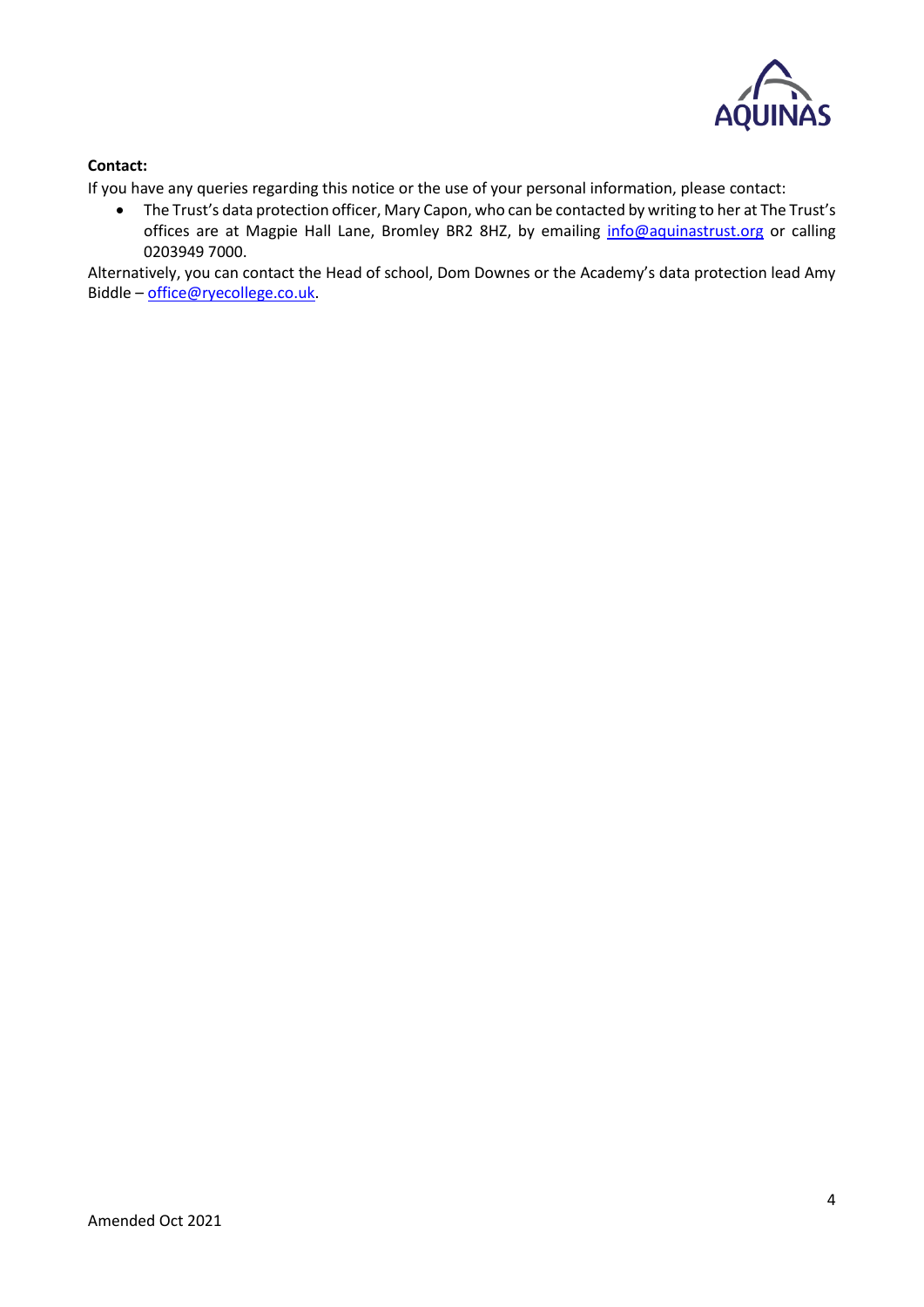**Contact:**

If you have any queries regarding this notice or the use of your personal information, please contact:

- The Trust's data protection officer, Mary Capon, who can be contacted by writing to her at The Trust's offices are at Magpie Hall Lane, Bromley BR2 8HZ, by emailing info@aquinastrust.org or calling 0203949 7000.

Alternatively, you can contact the Head of school, Dom Downes or the Academy's data protection lead Amy Biddle – office@ryecollege.co.uk.